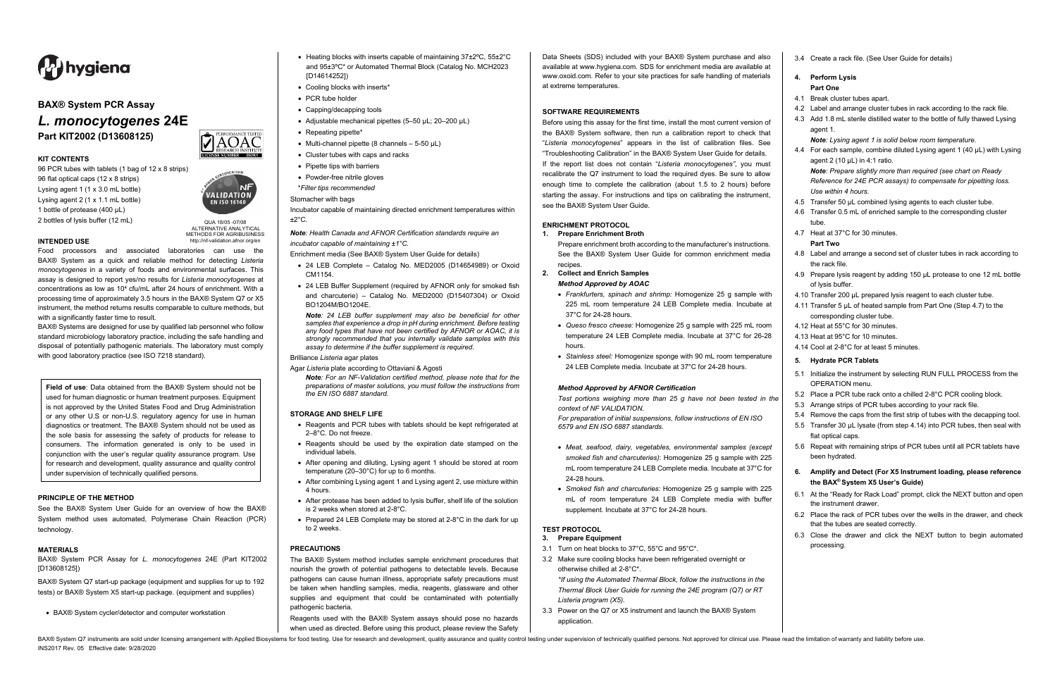# BAX® System PCR Assay

## *L. monocytogenes* 24E

**Part KIT2002 (D13608125)**

### KIT CONTENTS

96 PCR tubes with tablets (1 bag of 12 x 8 strips)
96 flat optical caps (12 x 8 strips)
Lysing agent 1 (1 x 3.0 mL bottle)
Lysing agent 2 (1 x 1.1 mL bottle)
1 bottle of protease (400 µL)
2 bottles of lysis buffer (12 mL)

QUA 18/05 -07/08
ALTERNATIVE ANALYTICAL METHODS FOR AGRIBUSINESS
http://nf-validation.afnor.org/en

### INTENDED USE

Food processors and associated laboratories can use the BAX® System as a quick and reliable method for detecting *Listeria monocytogenes* in a variety of foods and environmental surfaces. This assay is designed to report yes/no results for *Listeria monocytogenes* at concentrations as low as $10^4$ cfu/mL after 24 hours of enrichment. With a processing time of approximately 3.5 hours in the BAX® System Q7 or X5 instrument, the method returns results comparable to culture methods, but with a significantly faster time to result.

BAX® Systems are designed for use by qualified lab personnel who follow standard microbiology laboratory practice, including the safe handling and disposal of potentially pathogenic materials. The laboratory must comply with good laboratory practice (see ISO 7218 standard).

**Field of use**: Data obtained from the BAX® System should not be used for human diagnostic or human treatment purposes. Equipment is not approved by the United States Food and Drug Administration or any other U.S or non-U.S. regulatory agency for use in human diagnostics or treatment. The BAX® System should not be used as the sole basis for assessing the safety of products for release to consumers. The information generated is only to be used in conjunction with the user's regular quality assurance program. Use for research and development, quality assurance and quality control under supervision of technically qualified persons.

### PRINCIPLE OF THE METHOD

See the BAX® System User Guide for an overview of how the BAX® System method uses automated, Polymerase Chain Reaction (PCR) technology.

### MATERIALS

BAX® System PCR Assay for *L. monocytogenes* 24E (Part KIT2002 [D13608125])

BAX® System Q7 start-up package (equipment and supplies for up to 192 tests) or BAX® System X5 start-up package. (equipment and supplies)

- BAX® System cycler/detector and computer workstation
- Heating blocks with inserts capable of maintaining 37±2ºC, 55±2°C and 95±3ºC* or Automated Thermal Block (Catalog No. MCH2023 [D14614252])
- Cooling blocks with inserts*
- PCR tube holder
- Capping/decapping tools
- Adjustable mechanical pipettes (5–50 µL; 20–200 µL)
- Repeating pipette*
- Multi-channel pipette (8 channels – 5-50 µL)
- Cluster tubes with caps and racks
- Pipette tips with barriers
- Powder-free nitrile gloves

*Filter tips recommended*

Stomacher with bags

Incubator capable of maintaining directed enrichment temperatures within ±2°C.

***Note**: Health Canada and AFNOR Certification standards require an incubator capable of maintaining ±1°C.*

Enrichment media (See BAX® System User Guide for details)

- 24 LEB Complete – Catalog No. MED2005 (D14654989) or Oxoid CM1154.
- 24 LEB Buffer Supplement (required by AFNOR only for smoked fish and charcuterie) – Catalog No. MED2000 (D15407304) or Oxoid BO1204M/BO1204E.

  ***Note**: 24 LEB buffer supplement may also be beneficial for other samples that experience a drop in pH during enrichment. Before testing any food types that have not been certified by AFNOR or AOAC, it is strongly recommended that you internally validate samples with this assay to determine if the buffer supplement is required.*

Brilliance *Listeria* agar plates

Agar *Listeria* plate according to Ottaviani & Agosti

***Note**: For an NF-Validation certified method, please note that for the preparations of master solutions, you must follow the instructions from the EN ISO 6887 standard.*

### STORAGE AND SHELF LIFE

- Reagents and PCR tubes with tablets should be kept refrigerated at 2–8°C. Do not freeze.
- Reagents should be used by the expiration date stamped on the individual labels.
- After opening and diluting, Lysing agent 1 should be stored at room temperature (20–30°C) for up to 6 months.
- After combining Lysing agent 1 and Lysing agent 2, use mixture within 4 hours.
- After protease has been added to lysis buffer, shelf life of the solution is 2 weeks when stored at 2-8°C.
- Prepared 24 LEB Complete may be stored at 2-8°C in the dark for up to 2 weeks.

### PRECAUTIONS

The BAX® System method includes sample enrichment procedures that nourish the growth of potential pathogens to detectable levels. Because pathogens can cause human illness, appropriate safety precautions must be taken when handling samples, media, reagents, glassware and other supplies and equipment that could be contaminated with potentially pathogenic bacteria.

Reagents used with the BAX® System assays should pose no hazards when used as directed. Before using this product, please review the Safety Data Sheets (SDS) included with your BAX® System purchase and also available at www.hygiena.com. SDS for enrichment media are available at www.oxoid.com. Refer to your site practices for safe handling of materials at extreme temperatures.

### SOFTWARE REQUIREMENTS

Before using this assay for the first time, install the most current version of the BAX® System software, then run a calibration report to check that "*Listeria monocytogenes*" appears in the list of calibration files. See "Troubleshooting Calibration" in the BAX® System User Guide for details. If the report list does not contain "*Listeria monocytogenes*", you must recalibrate the Q7 instrument to load the required dyes. Be sure to allow enough time to complete the calibration (about 1.5 to 2 hours) before starting the assay. For instructions and tips on calibrating the instrument, see the BAX® System User Guide.

### ENRICHMENT PROTOCOL

**1. Prepare Enrichment Broth**

Prepare enrichment broth according to the manufacturer's instructions. See the BAX® System User Guide for common enrichment media recipes.

**2. Collect and Enrich Samples**

***Method Approved by AOAC***

- *Frankfurters, spinach and shrimp:* Homogenize 25 g sample with 225 mL room temperature 24 LEB Complete media. Incubate at 37°C for 24-28 hours.
- *Queso fresco cheese:* Homogenize 25 g sample with 225 mL room temperature 24 LEB Complete media. Incubate at 37°C for 26-28 hours.
- *Stainless steel:* Homogenize sponge with 90 mL room temperature 24 LEB Complete media. Incubate at 37°C for 24-28 hours.

***Method Approved by AFNOR Certification***

*Test portions weighing more than 25 g have not been tested in the context of NF VALIDATION.*

*For preparation of initial suspensions, follow instructions of EN ISO 6579 and EN ISO 6887 standards.*

- *Meat, seafood, dairy, vegetables, environmental samples (except smoked fish and charcuteries):* Homogenize 25 g sample with 225 mL room temperature 24 LEB Complete media. Incubate at 37°C for 24-28 hours.
- *Smoked fish and charcuteries:* Homogenize 25 g sample with 225 mL of room temperature 24 LEB Complete media with buffer supplement. Incubate at 37°C for 24-28 hours.

### TEST PROTOCOL

**3. Prepare Equipment**

3.1 Turn on heat blocks to 37°C, 55°C and 95°C*.

3.2 Make sure cooling blocks have been refrigerated overnight or otherwise chilled at 2-8°C*.

*\*If using the Automated Thermal Block, follow the instructions in the Thermal Block User Guide for running the 24E program (Q7) or RT Listeria program (X5).*

3.3 Power on the Q7 or X5 instrument and launch the BAX® System application.

3.4 Create a rack file. (See User Guide for details)

**4. Perform Lysis**

**Part One**

4.1 Break cluster tubes apart.

4.2 Label and arrange cluster tubes in rack according to the rack file.

4.3 Add 1.8 mL sterile distilled water to the bottle of fully thawed Lysing agent 1.

*__Note__: Lysing agent 1 is solid below room temperature.*

4.4 For each sample, combine diluted Lysing agent 1 (40 µL) with Lysing agent 2 (10 µL) in 4:1 ratio.

*__Note__: Prepare slightly more than required (see chart on Ready Reference for 24E PCR assays) to compensate for pipetting loss. Use within 4 hours.*

4.5 Transfer 50 µL combined lysing agents to each cluster tube.

4.6 Transfer 0.5 mL of enriched sample to the corresponding cluster tube.

4.7 Heat at 37°C for 30 minutes.

**Part Two**

4.8 Label and arrange a second set of cluster tubes in rack according to the rack file.

4.9 Prepare lysis reagent by adding 150 µL protease to one 12 mL bottle of lysis buffer.

4.10 Transfer 200 µL prepared lysis reagent to each cluster tube.

4.11 Transfer 5 µL of heated sample from Part One (Step 4.7) to the corresponding cluster tube.

4.12 Heat at 55°C for 30 minutes.

4.13 Heat at 95°C for 10 minutes.

4.14 Cool at 2-8°C for at least 5 minutes.

**5. Hydrate PCR Tablets**

5.1 Initialize the instrument by selecting RUN FULL PROCESS from the OPERATION menu.

5.2 Place a PCR tube rack onto a chilled 2-8°C PCR cooling block.

5.3 Arrange strips of PCR tubes according to your rack file.

5.4 Remove the caps from the first strip of tubes with the decapping tool.

5.5 Transfer 30 µL lysate (from step 4.14) into PCR tubes, then seal with flat optical caps.

5.6 Repeat with remaining strips of PCR tubes until all PCR tablets have been hydrated.

**6. Amplify and Detect (For X5 Instrument loading, please reference the BAX® System X5 User's Guide)**

6.1 At the "Ready for Rack Load" prompt, click the NEXT button and open the instrument drawer.

6.2 Place the rack of PCR tubes over the wells in the drawer, and check that the tubes are seated correctly.

6.3 Close the drawer and click the NEXT button to begin automated processing.

BAX® System Q7 instruments are sold under licensing arrangement with Applied Biosystems for food testing. Use for research and development, quality assurance and quality control testing under supervision of technically qualified persons. Not approved for clinical use. Please read the limitation of warranty and liability before use.
INS2017 Rev. 05 Effective date: 9/28/2020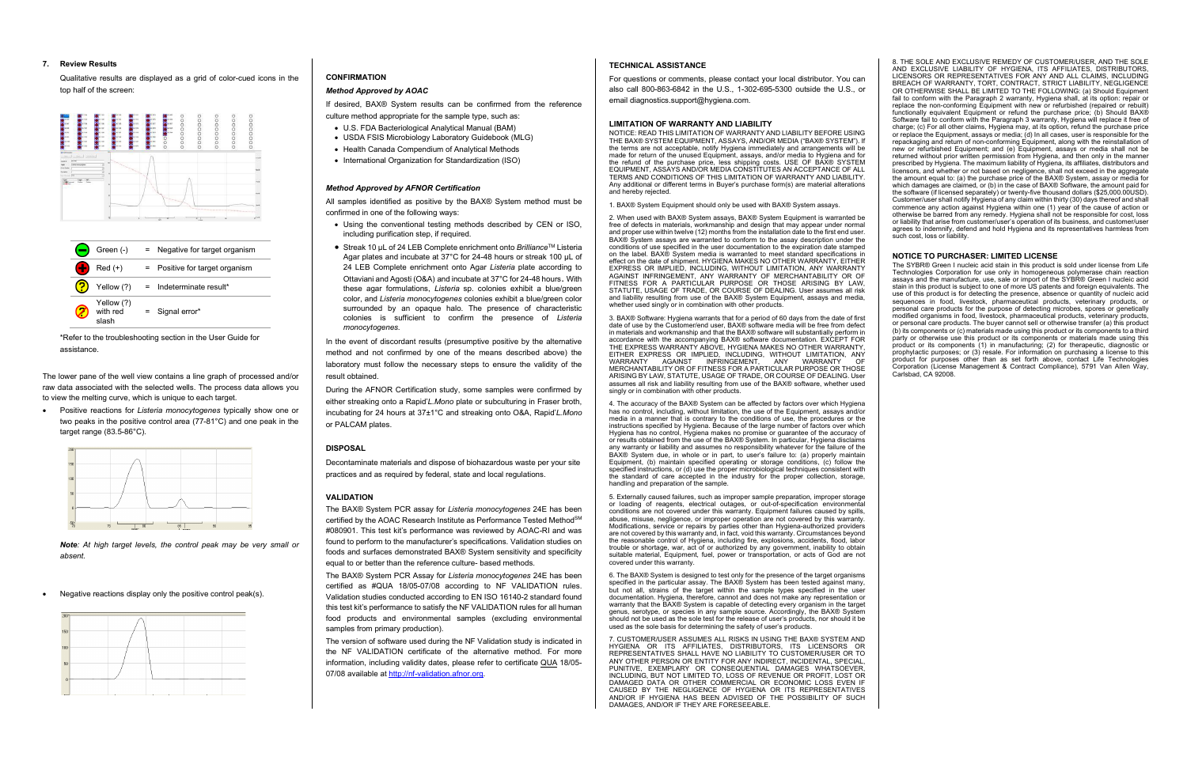## 7. Review Results

Qualitative results are displayed as a grid of color-cued icons in the top half of the screen:

| | | | |
|---|---|---|---|
| Green (-) | = | Negative for target organism | |
| Red (+) | = | Positive for target organism | |
| Yellow (?) | = | Indeterminate result* | |
| Yellow (?) with red slash | = | Signal error* | |

*Refer to the troubleshooting section in the User Guide for assistance.

The lower pane of the well view contains a line graph of processed and/or raw data associated with the selected wells. The process data allows you to view the melting curve, which is unique to each target.

- Positive reactions for *Listeria monocytogenes* typically show one or two peaks in the positive control area (77-81°C) and one peak in the target range (83.5-86°C).

*Note: At high target levels, the control peak may be very small or absent.*

- Negative reactions display only the positive control peak(s).

## CONFIRMATION

### *Method Approved by AOAC*

If desired, BAX® System results can be confirmed from the reference culture method appropriate for the sample type, such as:

- U.S. FDA Bacteriological Analytical Manual (BAM)
- USDA FSIS Microbiology Laboratory Guidebook (MLG)
- Health Canada Compendium of Analytical Methods
- International Organization for Standardization (ISO)

### *Method Approved by AFNOR Certification*

All samples identified as positive by the BAX® System method must be confirmed in one of the following ways:

- Using the conventional testing methods described by CEN or ISO, including purification step, if required.
- Streak 10 µL of 24 LEB Complete enrichment onto *Brilliance*™ Listeria Agar plates and incubate at 37°C for 24-48 hours or streak 100 µL of 24 LEB Complete enrichment onto Agar *Listeria* plate according to Ottaviani and Agosti (O&A) and incubate at 37°C for 24-48 hours**.** With these agar formulations, *Listeria* sp. colonies exhibit a blue/green color, and *Listeria monocytogenes* colonies exhibit a blue/green color surrounded by an opaque halo. The presence of characteristic colonies is sufficient to confirm the presence of *Listeria monocytogenes*.

In the event of discordant results (presumptive positive by the alternative method and not confirmed by one of the means described above) the laboratory must follow the necessary steps to ensure the validity of the result obtained.

During the AFNOR Certification study, some samples were confirmed by either streaking onto a Rapid'*L.Mono* plate or subculturing in Fraser broth, incubating for 24 hours at 37±1°C and streaking onto O&A, Rapid'*L.Mono* or PALCAM plates.

## DISPOSAL

Decontaminate materials and dispose of biohazardous waste per your site practices and as required by federal, state and local regulations.

## VALIDATION

The BAX® System PCR assay for *Listeria monocytogenes* 24E has been certified by the AOAC Research Institute as Performance Tested Method[SM] #080901. This test kit's performance was reviewed by AOAC-RI and was found to perform to the manufacturer's specifications. Validation studies on foods and surfaces demonstrated BAX® System sensitivity and specificity equal to or better than the reference culture- based methods.

The BAX® System PCR Assay for *Listeria monocytogenes* 24E has been certified as #QUA 18/05-07/08 according to NF VALIDATION rules. Validation studies conducted according to EN ISO 16140-2 standard found this test kit's performance to satisfy the NF VALIDATION rules for all human food products and environmental samples (excluding environmental samples from primary production).

The version of software used during the NF Validation study is indicated in the NF VALIDATION certificate of the alternative method. For more information, including validity dates, please refer to certificate QUA 18/05-07/08 available at http://nf-validation.afnor.org.

## TECHNICAL ASSISTANCE

For questions or comments, please contact your local distributor. You can also call 800-863-6842 in the U.S., 1-302-695-5300 outside the U.S., or email diagnostics.support@hygiena.com.

## LIMITATION OF WARRANTY AND LIABILITY

NOTICE: READ THIS LIMITATION OF WARRANTY AND LIABILITY BEFORE USING THE BAX® SYSTEM EQUIPMENT, ASSAYS, AND/OR MEDIA ("BAX® SYSTEM"). If the terms are not acceptable, notify Hygiena immediately and arrangements will be made for return of the unused Equipment, assays, and/or media to Hygiena and for the refund of the purchase price, less shipping costs. USE OF BAX® SYSTEM EQUIPMENT, ASSAYS AND/OR MEDIA CONSTITUTES AN ACCEPTANCE OF ALL TERMS AND CONDITIONS OF THIS LIMITATION OF WARRANTY AND LIABILITY. Any additional or different terms in Buyer's purchase form(s) are material alterations and hereby rejected.

1. BAX® System Equipment should only be used with BAX® System assays.

2. When used with BAX® System assays, BAX® System Equipment is warranted be free of defects in materials, workmanship and design that may appear under normal and proper use within twelve (12) months from the installation date to the first end user. BAX® System assays are warranted to conform to the assay description under the conditions of use specified in the user documentation to the expiration date stamped on the label. BAX® System media is warranted to meet standard specifications in effect on the date of shipment. HYGIENA MAKES NO OTHER WARRANTY, EITHER EXPRESS OR IMPLIED, INCLUDING, WITHOUT LIMITATION, ANY WARRANTY AGAINST INFRINGEMENT, ANY WARRANTY OF MERCHANTABILITY OR OF FITNESS FOR A PARTICULAR PURPOSE OR THOSE ARISING BY LAW, STATUTE, USAGE OF TRADE, OR COURSE OF DEALING. User assumes all risk and liability resulting from use of the BAX® System Equipment, assays and media, whether used singly or in combination with other products.

3. BAX® Software: Hygiena warrants that for a period of 60 days from the date of first date of use by the Customer/end user, BAX® software media will be free from defect in materials and workmanship and that the BAX® software will substantially perform in accordance with the accompanying BAX® software documentation. EXCEPT FOR THE EXPRESS WARRANTY ABOVE, HYGIENA MAKES NO OTHER WARRANTY, EITHER EXPRESS OR IMPLIED, INCLUDING, WITHOUT LIMITATION, ANY WARRANTY AGAINST INFRINGEMENT, ANY WARRANTY OF MERCHANTABILITY OR OF FITNESS FOR A PARTICULAR PURPOSE OR THOSE ARISING BY LAW, STATUTE, USAGE OF TRADE, OR COURSE OF DEALING. User assumes all risk and liability resulting from use of the BAX® software, whether used singly or in combination with other products.

4. The accuracy of the BAX® System can be affected by factors over which Hygiena has no control, including, without limitation, the use of the Equipment, assays and/or media in a manner that is contrary to the conditions of use, the procedures or the instructions specified by Hygiena. Because of the large number of factors over which Hygiena has no control, Hygiena makes no promise or guarantee of the accuracy of or results obtained from the use of the BAX® System. In particular, Hygiena disclaims any warranty or liability and assumes no responsibility whatever for the failure of the BAX® System due, in whole or in part, to user's failure to: (a) properly maintain Equipment, (b) maintain specified operating or storage conditions, (c) follow the specified instructions, or (d) use the proper microbiological techniques consistent with the standard of care accepted in the industry for the proper collection, storage, handling and preparation of the sample.

5. Externally caused failures, such as improper sample preparation, improper storage or loading of reagents, electrical outages, or out-of-specification environmental conditions are not covered under this warranty. Equipment failures caused by spills, abuse, misuse, negligence, or improper operation are not covered by this warranty. Modifications, service or repairs by parties other than Hygiena-authorized providers are not covered by this warranty and, in fact, void this warranty. Circumstances beyond the reasonable control of Hygiena, including fire, explosions, accidents, flood, labor trouble or shortage, war, act of or authorized by any government, inability to obtain suitable material, Equipment, fuel, power or transportation, or acts of God are not covered under this warranty.

6. The BAX® System is designed to test only for the presence of the target organisms specified in the particular assay. The BAX® System has been tested against many, but not all, strains of the target within the sample types specified in the user documentation. Hygiena, therefore, cannot and does not make any representation or warranty that the BAX® System is capable of detecting every organism in the target genus, serotype, or species in any sample source. Accordingly, the BAX® System should not be used as the sole test for the release of user's products, nor should it be used as the sole basis for determining the safety of user's products.

7. CUSTOMER/USER ASSUMES ALL RISKS IN USING THE BAX® SYSTEM AND HYGIENA OR ITS AFFILIATES, DISTRIBUTORS, ITS LICENSORS OR REPRESENTATIVES SHALL HAVE NO LIABILITY TO CUSTOMER/USER OR TO ANY OTHER PERSON OR ENTITY FOR ANY INDIRECT, INCIDENTAL, SPECIAL, PUNITIVE, EXEMPLARY OR CONSEQUENTIAL DAMAGES WHATSOEVER, INCLUDING, BUT NOT LIMITED TO, LOSS OF REVENUE OR PROFIT, LOST OR DAMAGED DATA OR OTHER COMMERCIAL OR ECONOMIC LOSS EVEN IF CAUSED BY THE NEGLIGENCE OF HYGIENA OR ITS REPRESENTATIVES AND/OR IF HYGIENA HAS BEEN ADVISED OF THE POSSIBILITY OF SUCH DAMAGES, AND/OR IF THEY ARE FORESEEABLE.

8. THE SOLE AND EXCLUSIVE REMEDY OF CUSTOMER/USER, AND THE SOLE AND EXCLUSIVE LIABILITY OF HYGIENA, ITS AFFILIATES, DISTRIBUTORS, LICENSORS OR REPRESENTATIVES FOR ANY AND ALL CLAIMS, INCLUDING BREACH OF WARRANTY, TORT, CONTRACT, STRICT LIABILITY, NEGLIGENCE OR OTHERWISE SHALL BE LIMITED TO THE FOLLOWING: (a) Should Equipment fail to conform with the Paragraph 2 warranty, Hygiena shall, at its option: repair or replace the non-conforming Equipment with new or refurbished (repaired or rebuilt) functionally equivalent Equipment or refund the purchase price; (b) Should BAX® Software fail to conform with the Paragraph 3 warranty, Hygiena will replace it free of charge; (c) For all other claims, Hygiena may, at its option, refund the purchase price or replace the Equipment, assays or media; (d) In all cases, user is responsible for the repackaging and return of non-conforming Equipment, along with the reinstallation of new or refurbished Equipment; and (e) Equipment, assays or media shall not be returned without prior written permission from Hygiena, and then only in the manner prescribed by Hygiena. The maximum liability of Hygiena, its affiliates, distributors and licensors, and whether or not based on negligence, shall not exceed in the aggregate the amount equal to: (a) the purchase price of the BAX® System, assay or media for which damages are claimed, or (b) in the case of BAX® Software, the amount paid for the software (if licensed separately) or twenty-five thousand dollars ($25,000.00USD). Customer/user shall notify Hygiena of any claim within thirty (30) days thereof and shall commence any action against Hygiena within one (1) year of the cause of action or otherwise be barred from any remedy. Hygiena shall not be responsible for cost, loss or liability that arise from customer/user's operation of its business, and customer/user agrees to indemnify, defend and hold Hygiena and its representatives harmless from such cost, loss or liability.

## NOTICE TO PURCHASER: LIMITED LICENSE

The SYBR® Green I nucleic acid stain in this product is sold under license from Life Technologies Corporation for use only in homogeneous polymerase chain reaction assays and the manufacture, use, sale or import of the SYBR® Green I nucleic acid stain in this product is subject to one of more US patents and foreign equivalents. The use of this product is for detecting the presence, absence or quantity of nucleic acid sequences in food, livestock, pharmaceutical products, veterinary products, or personal care products for the purpose of detecting microbes, spores or genetically modified organisms in food, livestock, pharmaceutical products, veterinary products, or personal care products. The buyer cannot sell or otherwise transfer (a) this product (b) its components or (c) materials made using this product or its components to a third party or otherwise use this product or its components or materials made using this product or its components (1) in manufacturing; (2) for therapeutic, diagnostic or prophylactic purposes; or (3) resale. For information on purchasing a license to this product for purposes other than as set forth above, contact Life Technologies Corporation (License Management & Contract Compliance), 5791 Van Allen Way, Carlsbad, CA 92008.